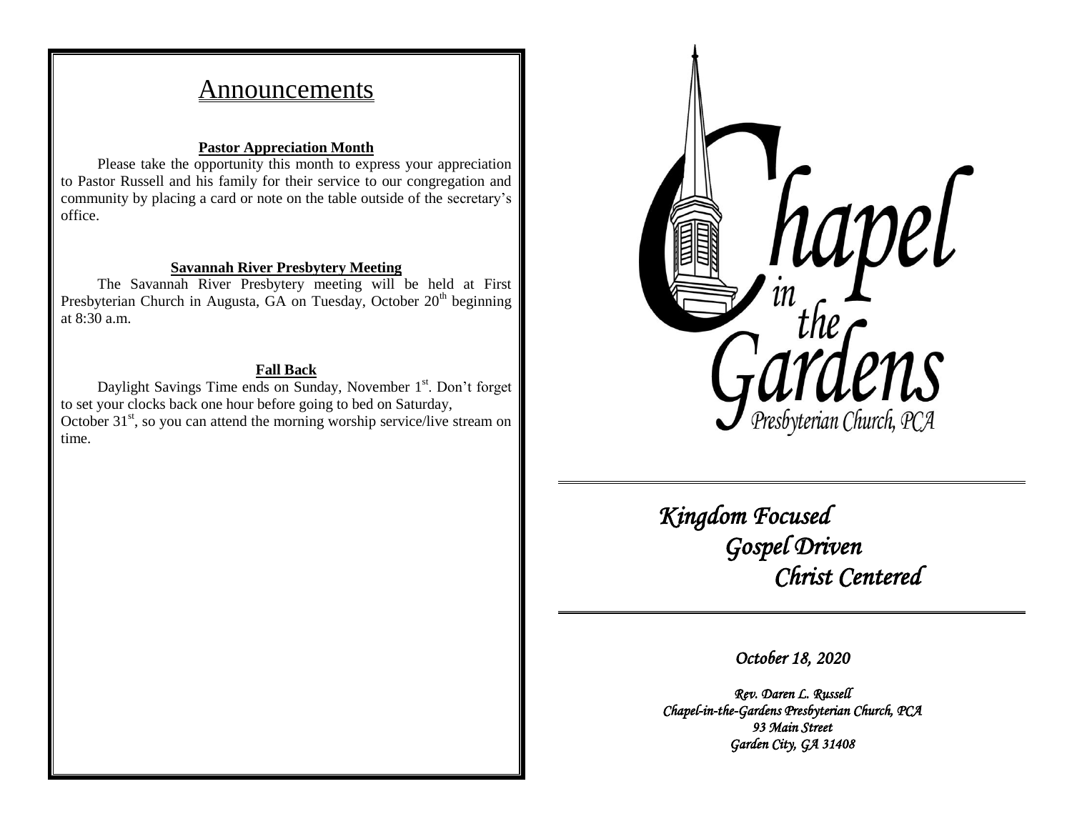# Announcements

**Pastor Appreciation Month**

Please take the opportunity this month to express your appreciation to Pastor Russell and his family for their service to our congregation and community by placing a card or note on the table outside of the secretary's office.

**Savannah River Presbytery Meeting**

The Savannah River Presbytery meeting will be held at First Presbyterian Church in Augusta, GA on Tuesday, October 20th beginning at 8:30 a.m.

**Fall Back**

Daylight Savings Time ends on Sunday, November 1st. Don't forget to set your clocks back one hour before going to bed on Saturday, October 31st, so you can attend the morning worship service/live stream on time.

# Chapel in the Gardens

Presbyterian Church, PCA

*Kingdom Focused*
*Gospel Driven*
*Christ Centered*

*October 18, 2020*

*Rev. Daren L. Russell*
*Chapel-in-the-Gardens Presbyterian Church, PCA*
*93 Main Street*
*Garden City, GA 31408*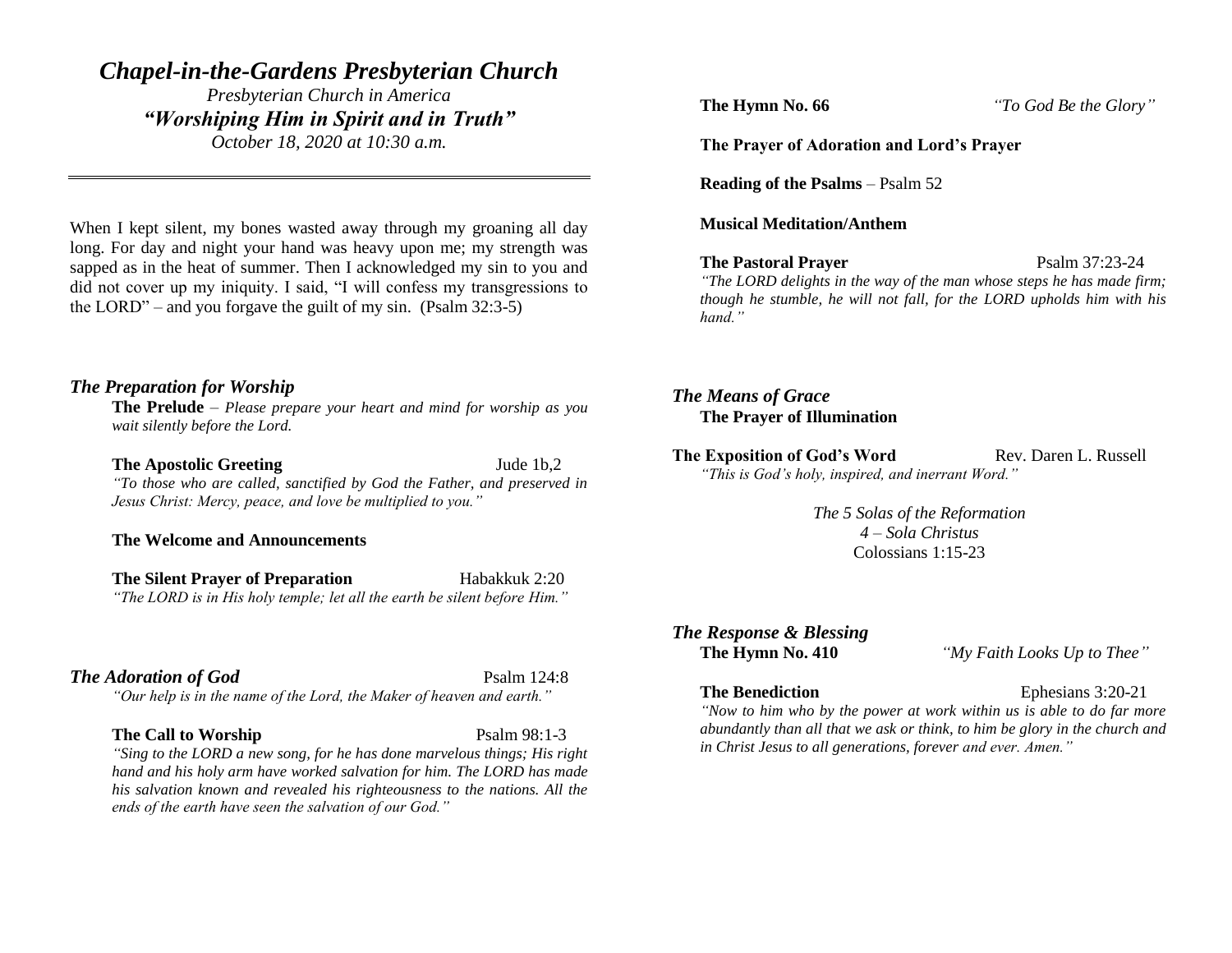# *Chapel-in-the-Gardens Presbyterian Church*

*Presbyterian Church in America*

***"Worshiping Him in Spirit and in Truth"***

*October 18, 2020 at 10:30 a.m.*

---

When I kept silent, my bones wasted away through my groaning all day long. For day and night your hand was heavy upon me; my strength was sapped as in the heat of summer. Then I acknowledged my sin to you and did not cover up my iniquity. I said, "I will confess my transgressions to the LORD" – and you forgave the guilt of my sin. (Psalm 32:3-5)

## *The Preparation for Worship*

**The Prelude** – *Please prepare your heart and mind for worship as you wait silently before the Lord.*

**The Apostolic Greeting** — Jude 1b,2

*"To those who are called, sanctified by God the Father, and preserved in Jesus Christ: Mercy, peace, and love be multiplied to you."*

**The Welcome and Announcements**

**The Silent Prayer of Preparation** — Habakkuk 2:20

*"The LORD is in His holy temple; let all the earth be silent before Him."*

## *The Adoration of God* — Psalm 124:8

*"Our help is in the name of the Lord, the Maker of heaven and earth."*

**The Call to Worship** — Psalm 98:1-3

*"Sing to the LORD a new song, for he has done marvelous things; His right hand and his holy arm have worked salvation for him. The LORD has made his salvation known and revealed his righteousness to the nations. All the ends of the earth have seen the salvation of our God."*

**The Hymn No. 66** — *"To God Be the Glory"*

**The Prayer of Adoration and Lord's Prayer**

**Reading of the Psalms** – Psalm 52

**Musical Meditation/Anthem**

**The Pastoral Prayer** — Psalm 37:23-24

*"The LORD delights in the way of the man whose steps he has made firm; though he stumble, he will not fall, for the LORD upholds him with his hand."*

## *The Means of Grace*

**The Prayer of Illumination**

**The Exposition of God's Word** — Rev. Daren L. Russell

*"This is God's holy, inspired, and inerrant Word."*

*The 5 Solas of the Reformation*

*4 – Sola Christus*

Colossians 1:15-23

## *The Response & Blessing*

**The Hymn No. 410** — *"My Faith Looks Up to Thee"*

**The Benediction** — Ephesians 3:20-21

*"Now to him who by the power at work within us is able to do far more abundantly than all that we ask or think, to him be glory in the church and in Christ Jesus to all generations, forever and ever. Amen."*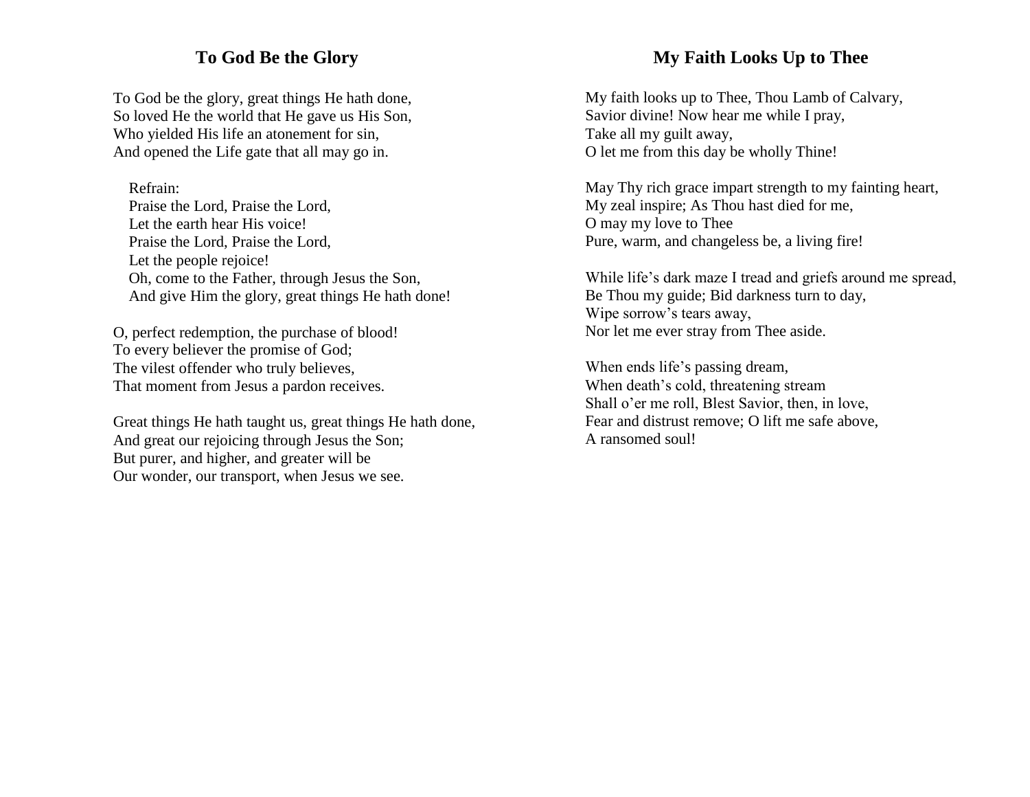## To God Be the Glory

To God be the glory, great things He hath done,
So loved He the world that He gave us His Son,
Who yielded His life an atonement for sin,
And opened the Life gate that all may go in.

Refrain:
Praise the Lord, Praise the Lord,
Let the earth hear His voice!
Praise the Lord, Praise the Lord,
Let the people rejoice!
Oh, come to the Father, through Jesus the Son,
And give Him the glory, great things He hath done!

O, perfect redemption, the purchase of blood!
To every believer the promise of God;
The vilest offender who truly believes,
That moment from Jesus a pardon receives.

Great things He hath taught us, great things He hath done,
And great our rejoicing through Jesus the Son;
But purer, and higher, and greater will be
Our wonder, our transport, when Jesus we see.

## My Faith Looks Up to Thee

My faith looks up to Thee, Thou Lamb of Calvary,
Savior divine! Now hear me while I pray,
Take all my guilt away,
O let me from this day be wholly Thine!

May Thy rich grace impart strength to my fainting heart,
My zeal inspire; As Thou hast died for me,
O may my love to Thee
Pure, warm, and changeless be, a living fire!

While life's dark maze I tread and griefs around me spread,
Be Thou my guide; Bid darkness turn to day,
Wipe sorrow's tears away,
Nor let me ever stray from Thee aside.

When ends life's passing dream,
When death's cold, threatening stream
Shall o'er me roll, Blest Savior, then, in love,
Fear and distrust remove; O lift me safe above,
A ransomed soul!